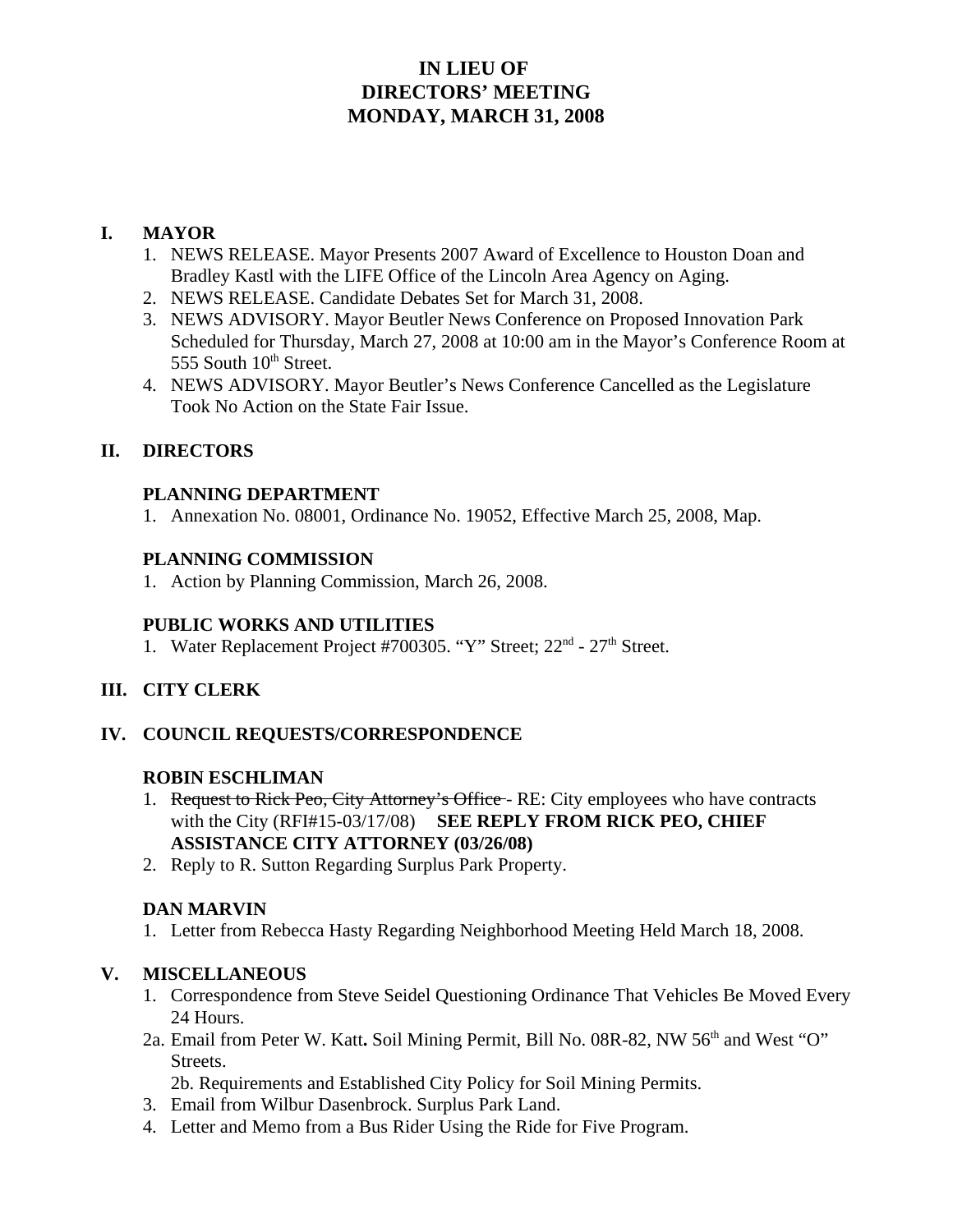# IN LIEU OF
# DIRECTORS' MEETING
# MONDAY, MARCH 31, 2008

## I. MAYOR

1. NEWS RELEASE. Mayor Presents 2007 Award of Excellence to Houston Doan and Bradley Kastl with the LIFE Office of the Lincoln Area Agency on Aging.
2. NEWS RELEASE. Candidate Debates Set for March 31, 2008.
3. NEWS ADVISORY. Mayor Beutler News Conference on Proposed Innovation Park Scheduled for Thursday, March 27, 2008 at 10:00 am in the Mayor's Conference Room at 555 South 10th Street.
4. NEWS ADVISORY. Mayor Beutler's News Conference Cancelled as the Legislature Took No Action on the State Fair Issue.

## II. DIRECTORS

### PLANNING DEPARTMENT

1. Annexation No. 08001, Ordinance No. 19052, Effective March 25, 2008, Map.

### PLANNING COMMISSION

1. Action by Planning Commission, March 26, 2008.

### PUBLIC WORKS AND UTILITIES

1. Water Replacement Project #700305. "Y" Street; 22nd - 27th Street.

## III. CITY CLERK

## IV. COUNCIL REQUESTS/CORRESPONDENCE

### ROBIN ESCHLIMAN

1. ~~Request to Rick Peo, City Attorney's Office~~ - RE: City employees who have contracts with the City (RFI#15-03/17/08) **SEE REPLY FROM RICK PEO, CHIEF ASSISTANCE CITY ATTORNEY (03/26/08)**
2. Reply to R. Sutton Regarding Surplus Park Property.

### DAN MARVIN

1. Letter from Rebecca Hasty Regarding Neighborhood Meeting Held March 18, 2008.

## V. MISCELLANEOUS

1. Correspondence from Steve Seidel Questioning Ordinance That Vehicles Be Moved Every 24 Hours.

2a. Email from Peter W. Katt**.** Soil Mining Permit, Bill No. 08R-82, NW 56th and West "O" Streets.

2b. Requirements and Established City Policy for Soil Mining Permits.

3. Email from Wilbur Dasenbrock. Surplus Park Land.
4. Letter and Memo from a Bus Rider Using the Ride for Five Program.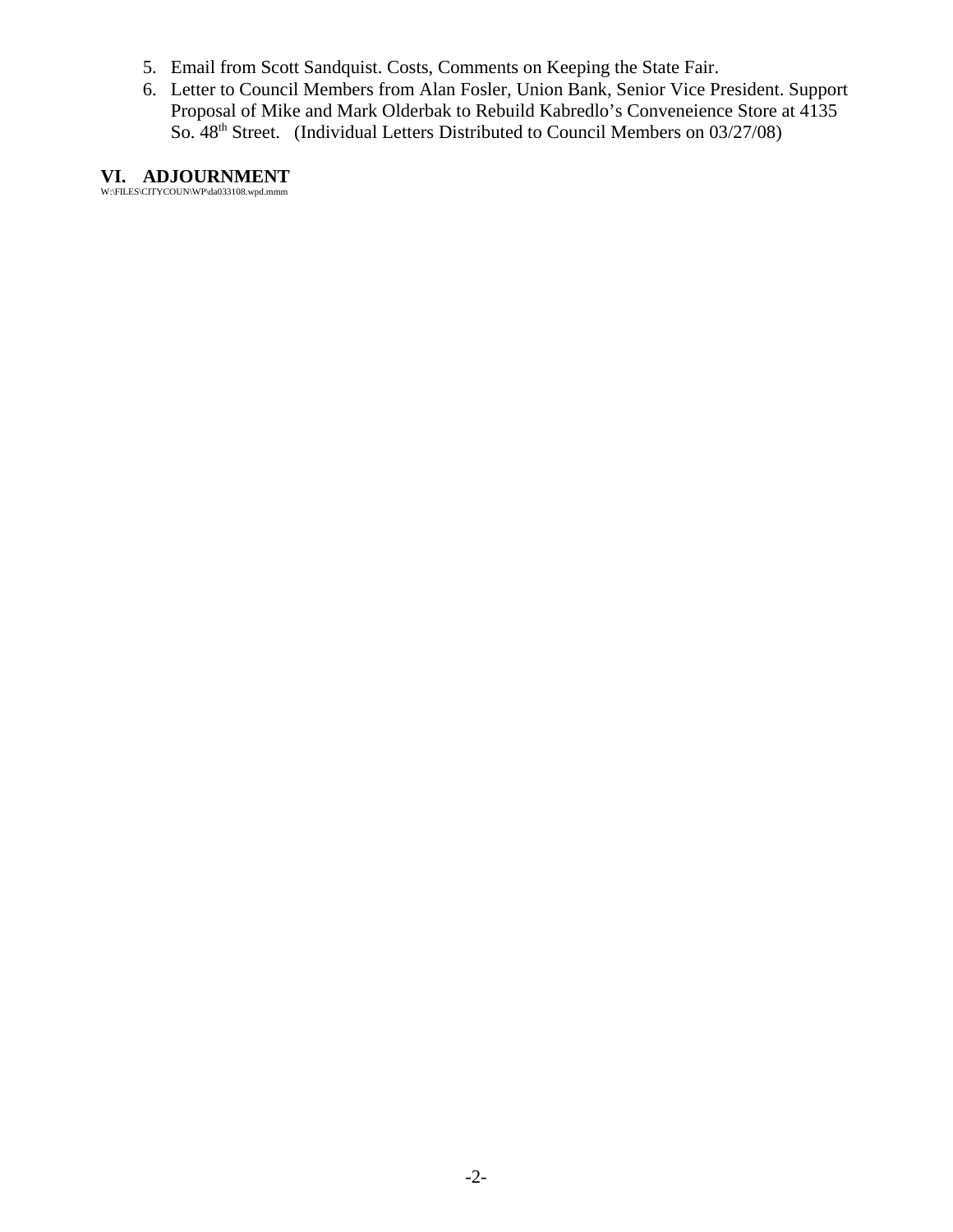5. Email from Scott Sandquist. Costs, Comments on Keeping the State Fair.
6. Letter to Council Members from Alan Fosler, Union Bank, Senior Vice President. Support Proposal of Mike and Mark Olderbak to Rebuild Kabredlo's Conveneience Store at 4135 So. 48th Street. (Individual Letters Distributed to Council Members on 03/27/08)

**VI. ADJOURNMENT**

W:\FILES\CITYCOUN\WP\da033108.wpd.mmm